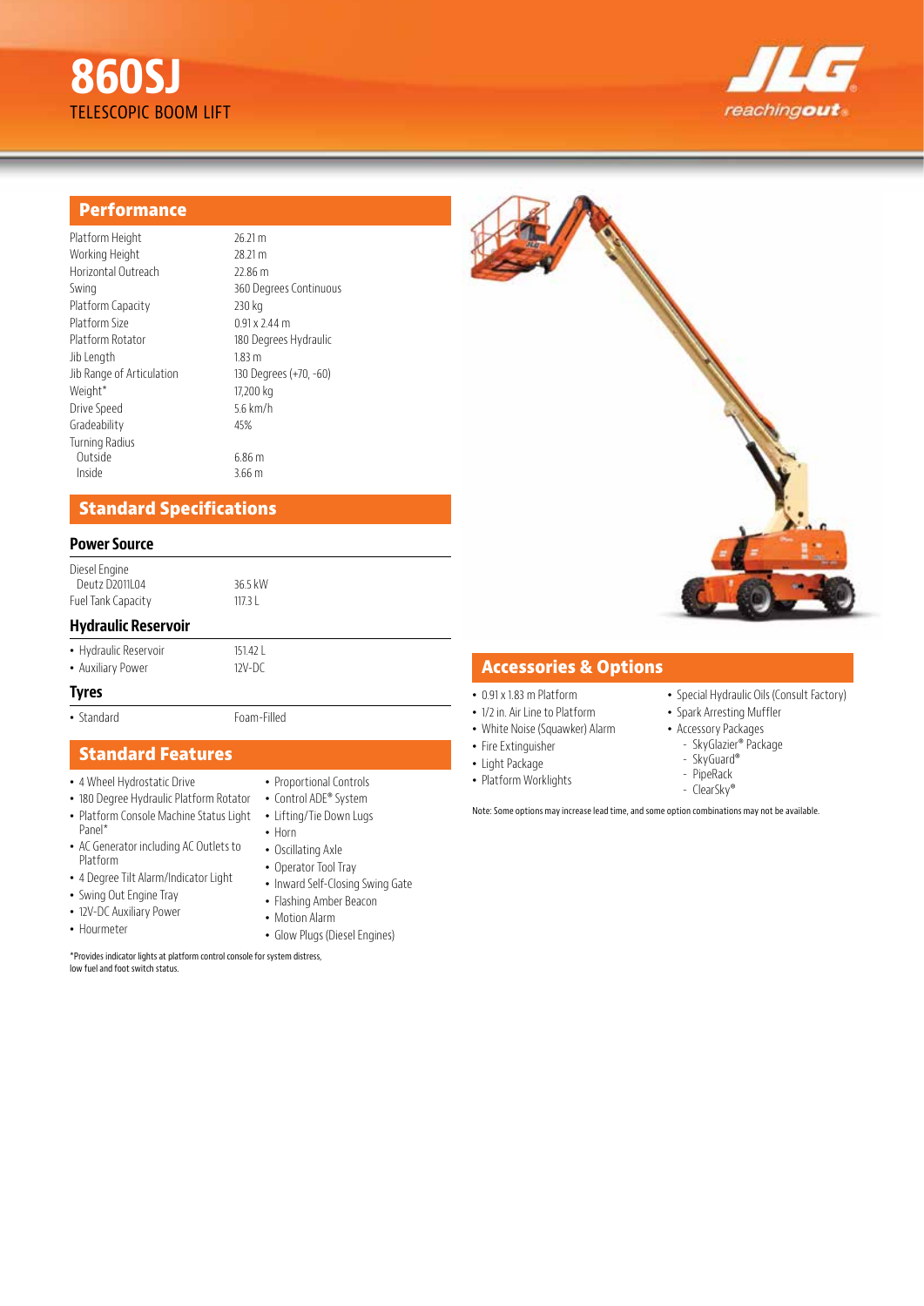# 860SJ

TELESCOPIC BOOM LIFT

JLG reachingout

## Performance

| | |
|---|---|
| Platform Height | 26.21 m |
| Working Height | 28.21 m |
| Horizontal Outreach | 22.86 m |
| Swing | 360 Degrees Continuous |
| Platform Capacity | 230 kg |
| Platform Size | 0.91 x 2.44 m |
| Platform Rotator | 180 Degrees Hydraulic |
| Jib Length | 1.83 m |
| Jib Range of Articulation | 130 Degrees (+70, -60) |
| Weight* | 17,200 kg |
| Drive Speed | 5.6 km/h |
| Gradeability | 45% |
| Turning Radius | |
| Outside | 6.86 m |
| Inside | 3.66 m |

## Standard Specifications

### Power Source

| | |
|---|---|
| Diesel Engine | |
| Deutz D2011L04 | 36.5 kW |
| Fuel Tank Capacity | 117.3 L |

### Hydraulic Reservoir

| | |
|---|---|
| • Hydraulic Reservoir | 151.42 L |
| • Auxiliary Power | 12V-DC |

### Tyres

| | |
|---|---|
| • Standard | Foam-Filled |

## Standard Features

- 4 Wheel Hydrostatic Drive
- 180 Degree Hydraulic Platform Rotator
- Platform Console Machine Status Light Panel*
- AC Generator including AC Outlets to Platform
- 4 Degree Tilt Alarm/Indicator Light
- Swing Out Engine Tray
- 12V-DC Auxiliary Power
- Hourmeter
- Proportional Controls
- Control ADE® System
- Lifting/Tie Down Lugs
- Horn
- Oscillating Axle
- Operator Tool Tray
- Inward Self-Closing Swing Gate
- Flashing Amber Beacon
- Motion Alarm
- Glow Plugs (Diesel Engines)

*Provides indicator lights at platform control console for system distress, low fuel and foot switch status.

## Accessories & Options

- 0.91 x 1.83 m Platform
- 1/2 in. Air Line to Platform
- White Noise (Squawker) Alarm
- Fire Extinguisher
- Light Package
- Platform Worklights
- Special Hydraulic Oils (Consult Factory)
- Spark Arresting Muffler
- Accessory Packages
  - SkyGlazier® Package
  - SkyGuard®
  - PipeRack
  - ClearSky®

Note: Some options may increase lead time, and some option combinations may not be available.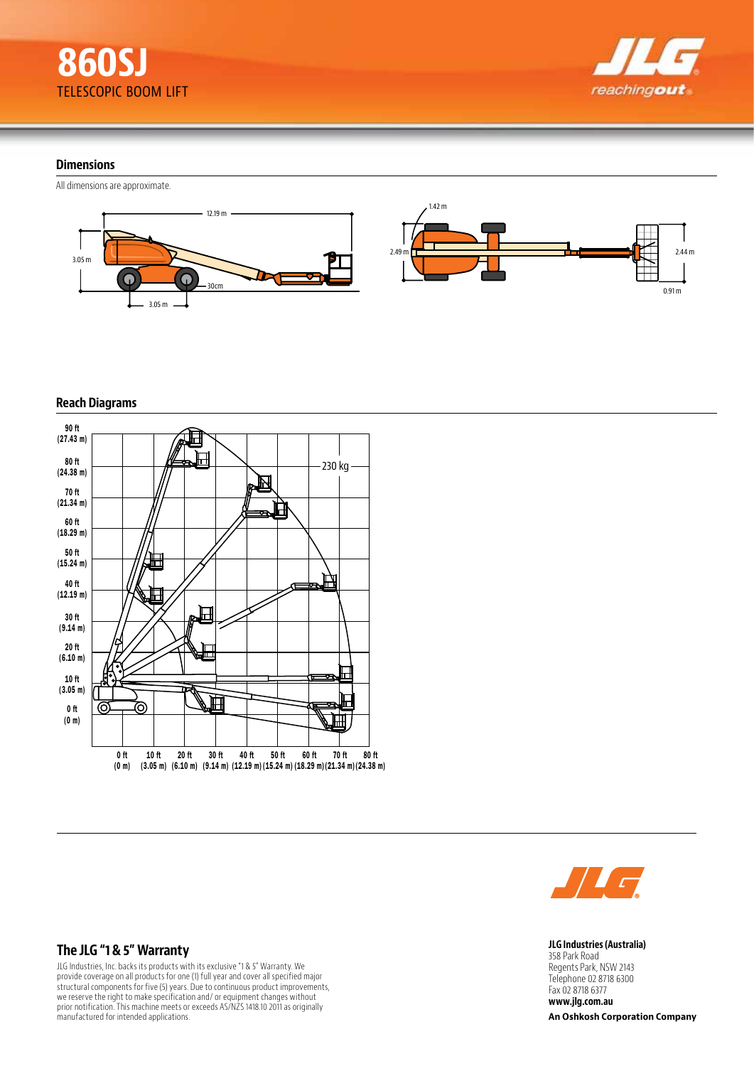# 860SJ

TELESCOPIC BOOM LIFT

## Dimensions

All dimensions are approximate.

12.19 m

3.05 m

30cm

3.05 m

1.42 m

2.49 m

2.44 m

0.91 m

## Reach Diagrams

90 ft (27.43 m)

80 ft (24.38 m)

70 ft (21.34 m)

60 ft (18.29 m)

50 ft (15.24 m)

40 ft (12.19 m)

30 ft (9.14 m)

20 ft (6.10 m)

10 ft (3.05 m)

0 ft (0 m)

230 kg

0 ft (0 m) 10 ft (3.05 m) 20 ft (6.10 m) 30 ft (9.14 m) 40 ft (12.19 m) 50 ft (15.24 m) 60 ft (18.29 m) 70 ft (21.34 m) 80 ft (24.38 m)

## The JLG "1 & 5" Warranty

JLG Industries, Inc. backs its products with its exclusive "1 & 5" Warranty. We provide coverage on all products for one (1) full year and cover all specified major structural components for five (5) years. Due to continuous product improvements, we reserve the right to make specification and/ or equipment changes without prior notification. This machine meets or exceeds AS/NZS 1418.10 2011 as originally manufactured for intended applications.

**JLG Industries (Australia)**
358 Park Road
Regents Park, NSW 2143
Telephone 02 8718 6300
Fax 02 8718 6377
**www.jlg.com.au**

**An Oshkosh Corporation Company**